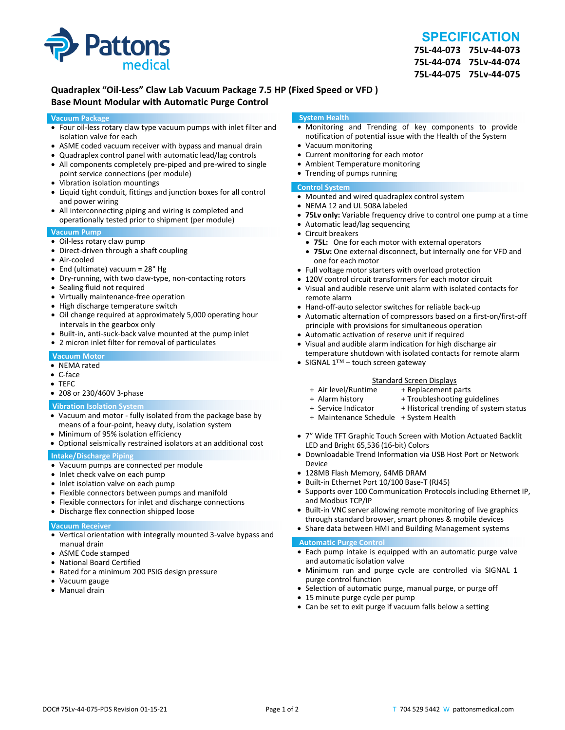# SPECIFICATION

**75L-44-073 75Lv-44-073**
**75L-44-074 75Lv-44-074**
**75L-44-075 75Lv-44-075**

## Quadraplex "Oil-Less" Claw Lab Vacuum Package 7.5 HP (Fixed Speed or VFD )
## Base Mount Modular with Automatic Purge Control

### Vacuum Package

- Four oil-less rotary claw type vacuum pumps with inlet filter and isolation valve for each
- ASME coded vacuum receiver with bypass and manual drain
- Quadraplex control panel with automatic lead/lag controls
- All components completely pre-piped and pre-wired to single point service connections (per module)
- Vibration isolation mountings
- Liquid tight conduit, fittings and junction boxes for all control and power wiring
- All interconnecting piping and wiring is completed and operationally tested prior to shipment (per module)

### Vacuum Pump

- Oil-less rotary claw pump
- Direct-driven through a shaft coupling
- Air-cooled
- End (ultimate) vacuum = 28" Hg
- Dry-running, with two claw-type, non-contacting rotors
- Sealing fluid not required
- Virtually maintenance-free operation
- High discharge temperature switch
- Oil change required at approximately 5,000 operating hour intervals in the gearbox only
- Built-in, anti-suck-back valve mounted at the pump inlet
- 2 micron inlet filter for removal of particulates

### Vacuum Motor

- NEMA rated
- C-face
- TEFC
- 208 or 230/460V 3-phase

### Vibration Isolation System

- Vacuum and motor - fully isolated from the package base by means of a four-point, heavy duty, isolation system
- Minimum of 95% isolation efficiency
- Optional seismically restrained isolators at an additional cost

### Intake/Discharge Piping

- Vacuum pumps are connected per module
- Inlet check valve on each pump
- Inlet isolation valve on each pump
- Flexible connectors between pumps and manifold
- Flexible connectors for inlet and discharge connections
- Discharge flex connection shipped loose

### Vacuum Receiver

- Vertical orientation with integrally mounted 3-valve bypass and manual drain
- ASME Code stamped
- National Board Certified
- Rated for a minimum 200 PSIG design pressure
- Vacuum gauge
- Manual drain

### System Health

- Monitoring and Trending of key components to provide notification of potential issue with the Health of the System
- Vacuum monitoring
- Current monitoring for each motor
- Ambient Temperature monitoring
- Trending of pumps running

### Control System

- Mounted and wired quadraplex control system
- NEMA 12 and UL 508A labeled
- **75Lv only:** Variable frequency drive to control one pump at a time
- Automatic lead/lag sequencing
- Circuit breakers
  - **75L:** One for each motor with external operators
  - **75Lv:** One external disconnect, but internally one for VFD and one for each motor
- Full voltage motor starters with overload protection
- 120V control circuit transformers for each motor circuit
- Visual and audible reserve unit alarm with isolated contacts for remote alarm
- Hand-off-auto selector switches for reliable back-up
- Automatic alternation of compressors based on a first-on/first-off principle with provisions for simultaneous operation
- Automatic activation of reserve unit if required
- Visual and audible alarm indication for high discharge air temperature shutdown with isolated contacts for remote alarm
- SIGNAL 1™ – touch screen gateway

Standard Screen Displays

| | |
|---|---|
| + Air level/Runtime | + Replacement parts |
| + Alarm history | + Troubleshooting guidelines |
| + Service Indicator | + Historical trending of system status |
| + Maintenance Schedule | + System Health |

- 7" Wide TFT Graphic Touch Screen with Motion Actuated Backlit LED and Bright 65,536 (16-bit) Colors
- Downloadable Trend Information via USB Host Port or Network Device
- 128MB Flash Memory, 64MB DRAM
- Built-in Ethernet Port 10/100 Base-T (RJ45)
- Supports over 100 Communication Protocols including Ethernet IP, and Modbus TCP/IP
- Built-in VNC server allowing remote monitoring of live graphics through standard browser, smart phones & mobile devices
- Share data between HMI and Building Management systems

### Automatic Purge Control

- Each pump intake is equipped with an automatic purge valve and automatic isolation valve
- Minimum run and purge cycle are controlled via SIGNAL 1 purge control function
- Selection of automatic purge, manual purge, or purge off
- 15 minute purge cycle per pump
- Can be set to exit purge if vacuum falls below a setting

DOC# 75Lv-44-075-PDS Revision 01-15-21

T 704 529 5442 W pattonsmedical.com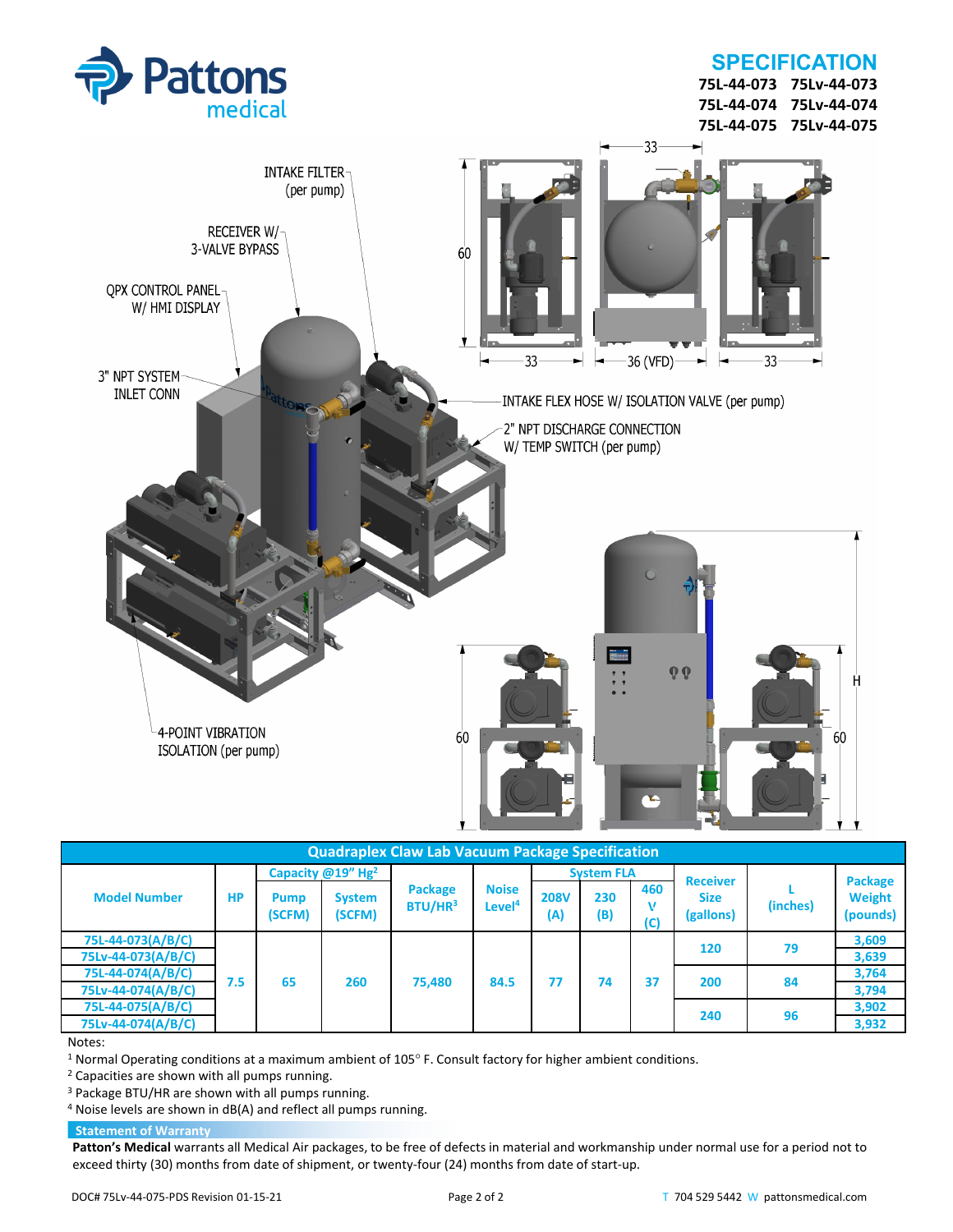# SPECIFICATION

**75L-44-073 75Lv-44-073**
**75L-44-074 75Lv-44-074**
**75L-44-075 75Lv-44-075**

INTAKE FILTER (per pump)

RECEIVER W/ 3-VALVE BYPASS

QPX CONTROL PANEL W/ HMI DISPLAY

3" NPT SYSTEM INLET CONN

INTAKE FLEX HOSE W/ ISOLATION VALVE (per pump)

2" NPT DISCHARGE CONNECTION W/ TEMP SWITCH (per pump)

4-POINT VIBRATION ISOLATION (per pump)

33

60

33

36 (VFD)

33

H

60

60

| Quadraplex Claw Lab Vacuum Package Specification | | | | | | | | | | | |
|---|---|---|---|---|---|---|---|---|---|---|---|
| Model Number | HP | Capacity @19" Hg[2] | | Package BTU/HR[3] | Noise Level[4] | System FLA | | | Receiver Size (gallons) | L (inches) | Package Weight (pounds) |
| | | Pump (SCFM) | System (SCFM) | | | 208V (A) | 230 (B) | 460 V (C) | | | |
| 75L-44-073(A/B/C) | 7.5 | 65 | 260 | 75,480 | 84.5 | 77 | 74 | 37 | 120 | 79 | 3,609 |
| 75Lv-44-073(A/B/C) | | | | | | | | | | | 3,639 |
| 75L-44-074(A/B/C) | | | | | | | | | 200 | 84 | 3,764 |
| 75Lv-44-074(A/B/C) | | | | | | | | | | | 3,794 |
| 75L-44-075(A/B/C) | | | | | | | | | 240 | 96 | 3,902 |
| 75Lv-44-074(A/B/C) | | | | | | | | | | | 3,932 |

Notes:

[1] Normal Operating conditions at a maximum ambient of 105° F. Consult factory for higher ambient conditions.

[2] Capacities are shown with all pumps running.

[3] Package BTU/HR are shown with all pumps running.

[4] Noise levels are shown in dB(A) and reflect all pumps running.

## Statement of Warranty

**Patton's Medical** warrants all Medical Air packages, to be free of defects in material and workmanship under normal use for a period not to exceed thirty (30) months from date of shipment, or twenty-four (24) months from date of start-up.

DOC# 75Lv-44-075-PDS Revision 01-15-21

T 704 529 5442 W pattonsmedical.com